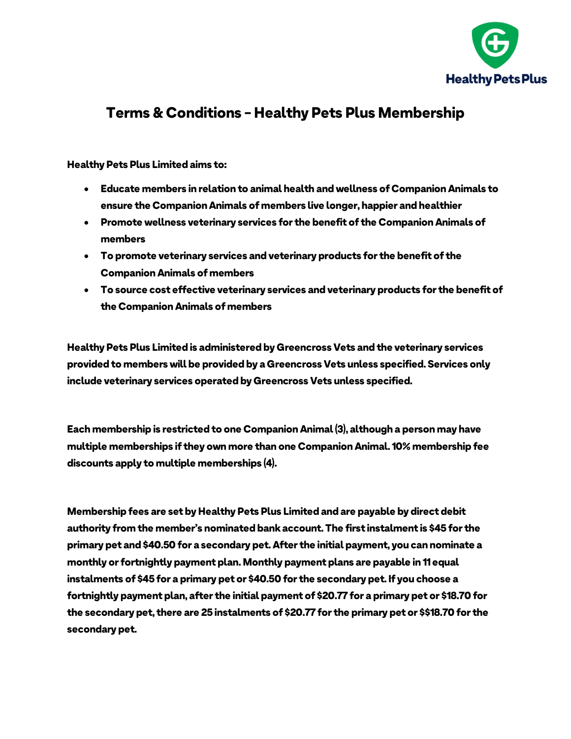Healthy Pets Plus

# Terms & Conditions – Healthy Pets Plus Membership

**Healthy Pets Plus Limited aims to:**

- **Educate members in relation to animal health and wellness of Companion Animals to ensure the Companion Animals of members live longer, happier and healthier**
- **Promote wellness veterinary services for the benefit of the Companion Animals of members**
- **To promote veterinary services and veterinary products for the benefit of the Companion Animals of members**
- **To source cost effective veterinary services and veterinary products for the benefit of the Companion Animals of members**

**Healthy Pets Plus Limited is administered by Greencross Vets and the veterinary services provided to members will be provided by a Greencross Vets unless specified. Services only include veterinary services operated by Greencross Vets unless specified.**

**Each membership is restricted to one Companion Animal (3), although a person may have multiple memberships if they own more than one Companion Animal. 10% membership fee discounts apply to multiple memberships (4).**

**Membership fees are set by Healthy Pets Plus Limited and are payable by direct debit authority from the member's nominated bank account. The first instalment is $45 for the primary pet and $40.50 for a secondary pet. After the initial payment, you can nominate a monthly or fortnightly payment plan. Monthly payment plans are payable in 11 equal instalments of $45 for a primary pet or $40.50 for the secondary pet. If you choose a fortnightly payment plan, after the initial payment of $20.77 for a primary pet or $18.70 for the secondary pet, there are 25 instalments of $20.77 for the primary pet or $$18.70 for the secondary pet.**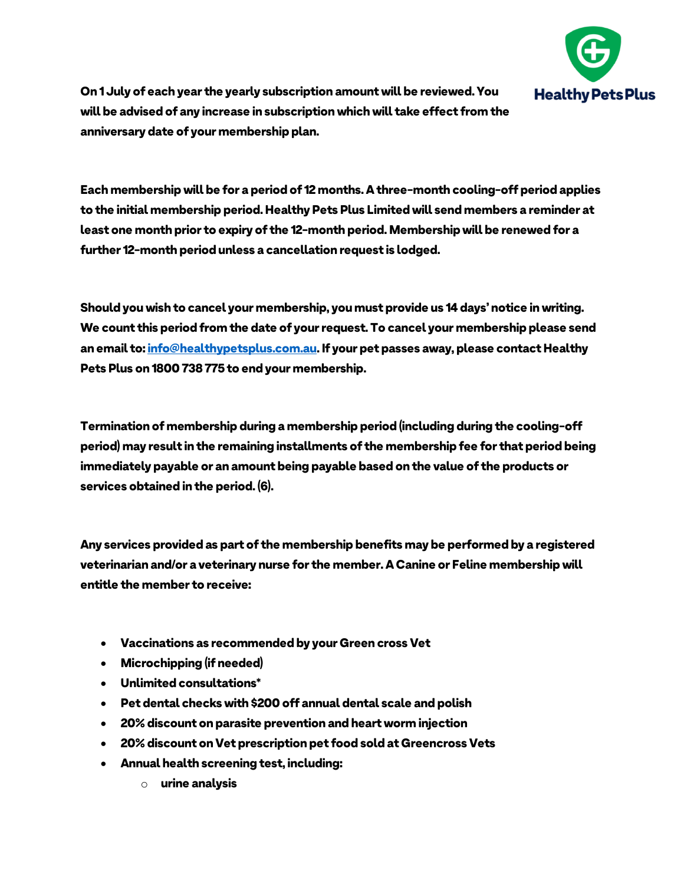**On 1 July of each year the yearly subscription amount will be reviewed. You will be advised of any increase in subscription which will take effect from the anniversary date of your membership plan.**

**Each membership will be for a period of 12 months. A three-month cooling-off period applies to the initial membership period. Healthy Pets Plus Limited will send members a reminder at least one month prior to expiry of the 12-month period. Membership will be renewed for a further 12-month period unless a cancellation request is lodged.**

**Should you wish to cancel your membership, you must provide us 14 days' notice in writing. We count this period from the date of your request. To cancel your membership please send an email to: [info@healthypetsplus.com.au](mailto:info@healthypetsplus.com.au). If your pet passes away, please contact Healthy Pets Plus on 1800 738 775 to end your membership.**

**Termination of membership during a membership period (including during the cooling-off period) may result in the remaining installments of the membership fee for that period being immediately payable or an amount being payable based on the value of the products or services obtained in the period. (6).**

**Any services provided as part of the membership benefits may be performed by a registered veterinarian and/or a veterinary nurse for the member. A Canine or Feline membership will entitle the member to receive:**

- **Vaccinations as recommended by your Green cross Vet**
- **Microchipping (if needed)**
- **Unlimited consultations***
- **Pet dental checks with $200 off annual dental scale and polish**
- **20% discount on parasite prevention and heart worm injection**
- **20% discount on Vet prescription pet food sold at Greencross Vets**
- **Annual health screening test, including:**
    - **urine analysis**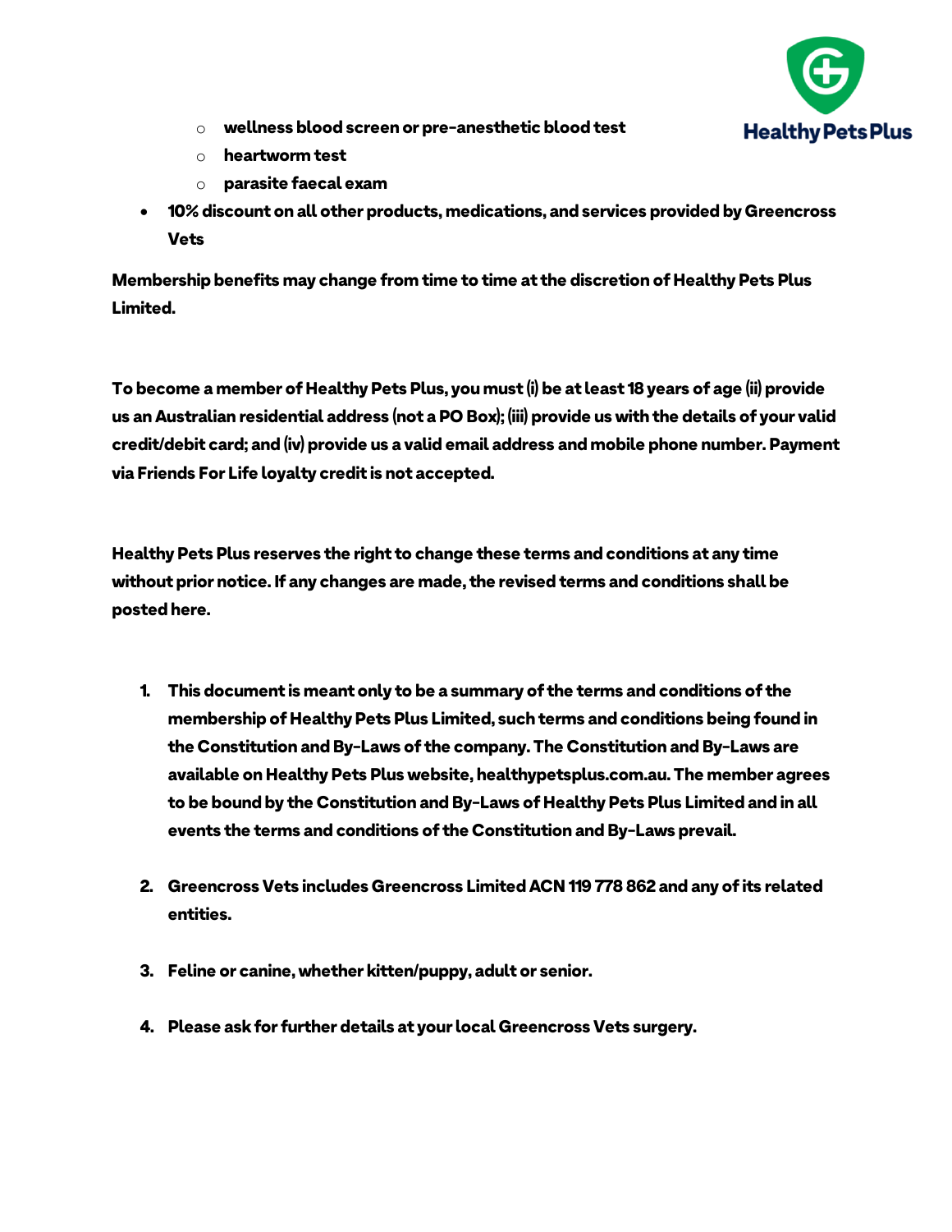- **wellness blood screen or pre-anesthetic blood test**
  - **heartworm test**
  - **parasite faecal exam**
- **10% discount on all other products, medications, and services provided by Greencross Vets**

**Membership benefits may change from time to time at the discretion of Healthy Pets Plus Limited.**

**To become a member of Healthy Pets Plus, you must (i) be at least 18 years of age (ii) provide us an Australian residential address (not a PO Box); (iii) provide us with the details of your valid credit/debit card; and (iv) provide us a valid email address and mobile phone number. Payment via Friends For Life loyalty credit is not accepted.**

**Healthy Pets Plus reserves the right to change these terms and conditions at any time without prior notice. If any changes are made, the revised terms and conditions shall be posted here.**

1. **This document is meant only to be a summary of the terms and conditions of the membership of Healthy Pets Plus Limited, such terms and conditions being found in the Constitution and By-Laws of the company. The Constitution and By-Laws are available on Healthy Pets Plus website, healthypetsplus.com.au. The member agrees to be bound by the Constitution and By-Laws of Healthy Pets Plus Limited and in all events the terms and conditions of the Constitution and By-Laws prevail.**

2. **Greencross Vets includes Greencross Limited ACN 119 778 862 and any of its related entities.**

3. **Feline or canine, whether kitten/puppy, adult or senior.**

4. **Please ask for further details at your local Greencross Vets surgery.**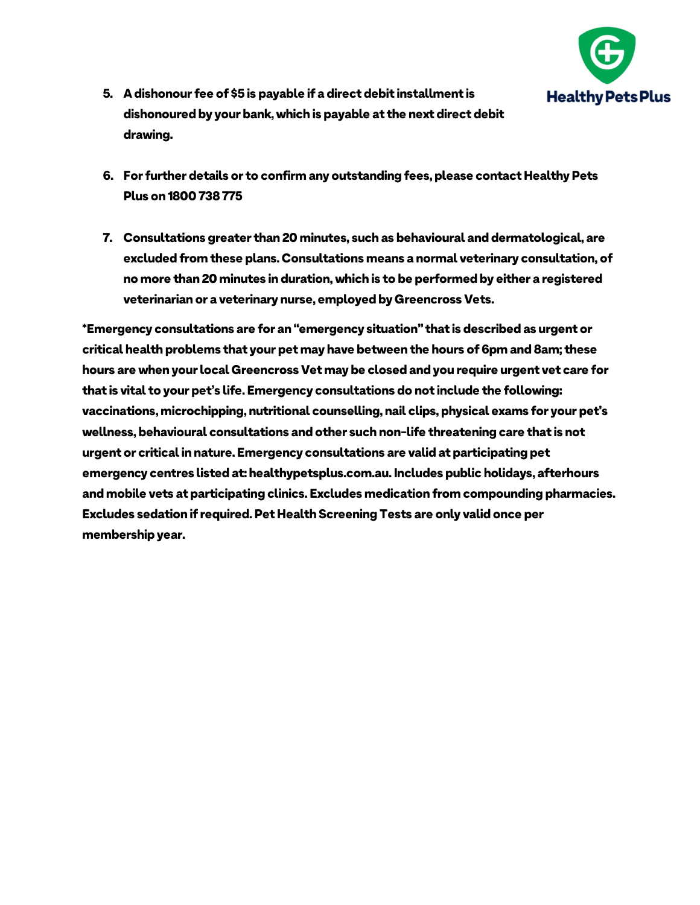5. **A dishonour fee of $5 is payable if a direct debit installment is dishonoured by your bank, which is payable at the next direct debit drawing.**

6. **For further details or to confirm any outstanding fees, please contact Healthy Pets Plus on 1800 738 775**

7. **Consultations greater than 20 minutes, such as behavioural and dermatological, are excluded from these plans. Consultations means a normal veterinary consultation, of no more than 20 minutes in duration, which is to be performed by either a registered veterinarian or a veterinary nurse, employed by Greencross Vets.**

**\*Emergency consultations are for an "emergency situation" that is described as urgent or critical health problems that your pet may have between the hours of 6pm and 8am; these hours are when your local Greencross Vet may be closed and you require urgent vet care for that is vital to your pet's life. Emergency consultations do not include the following: vaccinations, microchipping, nutritional counselling, nail clips, physical exams for your pet's wellness, behavioural consultations and other such non-life threatening care that is not urgent or critical in nature. Emergency consultations are valid at participating pet emergency centres listed at: healthypetsplus.com.au. Includes public holidays, afterhours and mobile vets at participating clinics. Excludes medication from compounding pharmacies. Excludes sedation if required. Pet Health Screening Tests are only valid once per membership year.**